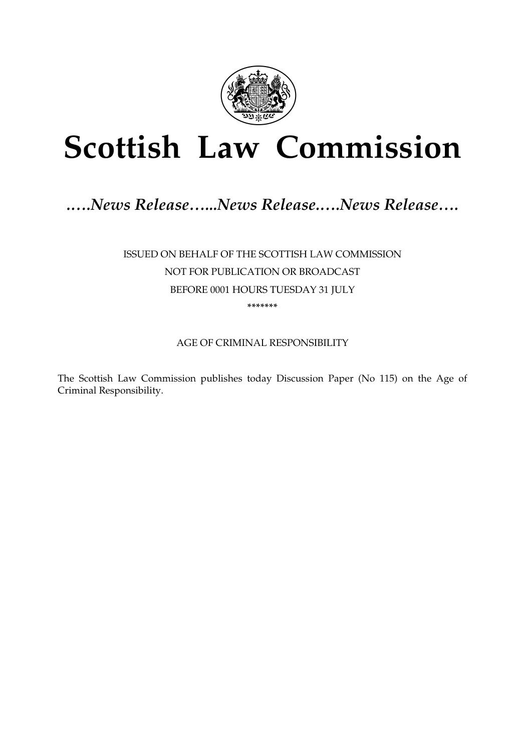# Scottish Law Commission

*…..News Release…...News Release.….News Release….*

ISSUED ON BEHALF OF THE SCOTTISH LAW COMMISSION

NOT FOR PUBLICATION OR BROADCAST

BEFORE 0001 HOURS TUESDAY 31 JULY

*******

AGE OF CRIMINAL RESPONSIBILITY

The Scottish Law Commission publishes today Discussion Paper (No 115) on the Age of Criminal Responsibility.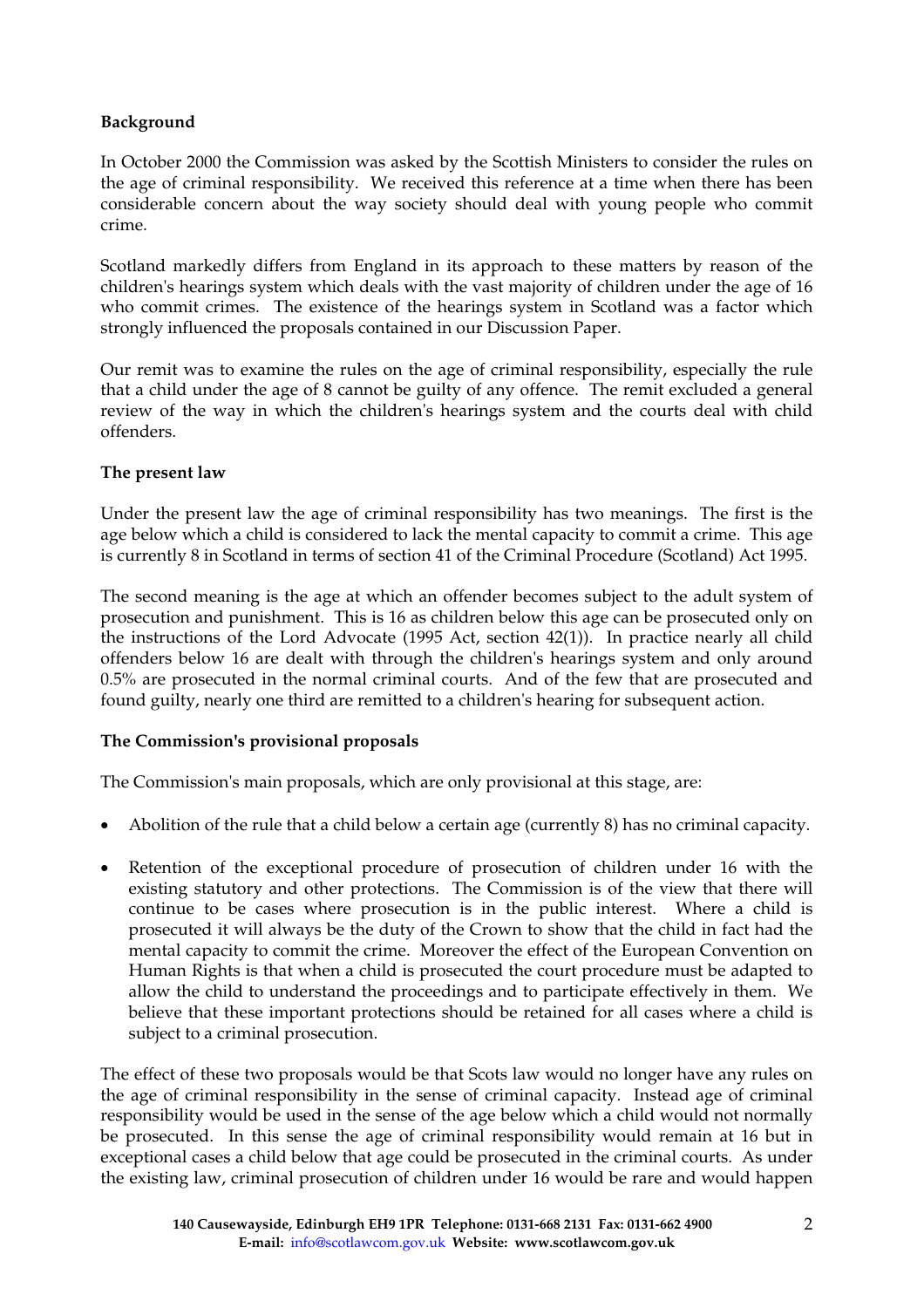**Background**

In October 2000 the Commission was asked by the Scottish Ministers to consider the rules on the age of criminal responsibility. We received this reference at a time when there has been considerable concern about the way society should deal with young people who commit crime.

Scotland markedly differs from England in its approach to these matters by reason of the children's hearings system which deals with the vast majority of children under the age of 16 who commit crimes. The existence of the hearings system in Scotland was a factor which strongly influenced the proposals contained in our Discussion Paper.

Our remit was to examine the rules on the age of criminal responsibility, especially the rule that a child under the age of 8 cannot be guilty of any offence. The remit excluded a general review of the way in which the children's hearings system and the courts deal with child offenders.

**The present law**

Under the present law the age of criminal responsibility has two meanings. The first is the age below which a child is considered to lack the mental capacity to commit a crime. This age is currently 8 in Scotland in terms of section 41 of the Criminal Procedure (Scotland) Act 1995.

The second meaning is the age at which an offender becomes subject to the adult system of prosecution and punishment. This is 16 as children below this age can be prosecuted only on the instructions of the Lord Advocate (1995 Act, section 42(1)). In practice nearly all child offenders below 16 are dealt with through the children's hearings system and only around 0.5% are prosecuted in the normal criminal courts. And of the few that are prosecuted and found guilty, nearly one third are remitted to a children's hearing for subsequent action.

**The Commission's provisional proposals**

The Commission's main proposals, which are only provisional at this stage, are:

- Abolition of the rule that a child below a certain age (currently 8) has no criminal capacity.

- Retention of the exceptional procedure of prosecution of children under 16 with the existing statutory and other protections. The Commission is of the view that there will continue to be cases where prosecution is in the public interest. Where a child is prosecuted it will always be the duty of the Crown to show that the child in fact had the mental capacity to commit the crime. Moreover the effect of the European Convention on Human Rights is that when a child is prosecuted the court procedure must be adapted to allow the child to understand the proceedings and to participate effectively in them. We believe that these important protections should be retained for all cases where a child is subject to a criminal prosecution.

The effect of these two proposals would be that Scots law would no longer have any rules on the age of criminal responsibility in the sense of criminal capacity. Instead age of criminal responsibility would be used in the sense of the age below which a child would not normally be prosecuted. In this sense the age of criminal responsibility would remain at 16 but in exceptional cases a child below that age could be prosecuted in the criminal courts. As under the existing law, criminal prosecution of children under 16 would be rare and would happen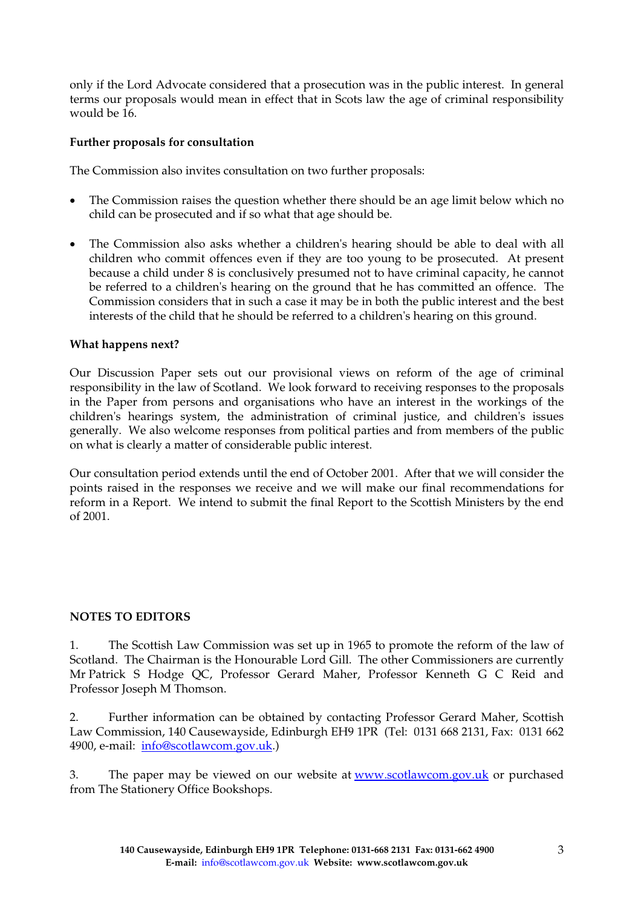only if the Lord Advocate considered that a prosecution was in the public interest. In general terms our proposals would mean in effect that in Scots law the age of criminal responsibility would be 16.

**Further proposals for consultation**

The Commission also invites consultation on two further proposals:

- The Commission raises the question whether there should be an age limit below which no child can be prosecuted and if so what that age should be.
- The Commission also asks whether a children's hearing should be able to deal with all children who commit offences even if they are too young to be prosecuted. At present because a child under 8 is conclusively presumed not to have criminal capacity, he cannot be referred to a children's hearing on the ground that he has committed an offence. The Commission considers that in such a case it may be in both the public interest and the best interests of the child that he should be referred to a children's hearing on this ground.

**What happens next?**

Our Discussion Paper sets out our provisional views on reform of the age of criminal responsibility in the law of Scotland. We look forward to receiving responses to the proposals in the Paper from persons and organisations who have an interest in the workings of the children's hearings system, the administration of criminal justice, and children's issues generally. We also welcome responses from political parties and from members of the public on what is clearly a matter of considerable public interest.

Our consultation period extends until the end of October 2001. After that we will consider the points raised in the responses we receive and we will make our final recommendations for reform in a Report. We intend to submit the final Report to the Scottish Ministers by the end of 2001.

**NOTES TO EDITORS**

1. The Scottish Law Commission was set up in 1965 to promote the reform of the law of Scotland. The Chairman is the Honourable Lord Gill. The other Commissioners are currently Mr Patrick S Hodge QC, Professor Gerard Maher, Professor Kenneth G C Reid and Professor Joseph M Thomson.

2. Further information can be obtained by contacting Professor Gerard Maher, Scottish Law Commission, 140 Causewayside, Edinburgh EH9 1PR (Tel: 0131 668 2131, Fax: 0131 662 4900, e-mail: info@scotlawcom.gov.uk.)

3. The paper may be viewed on our website at www.scotlawcom.gov.uk or purchased from The Stationery Office Bookshops.